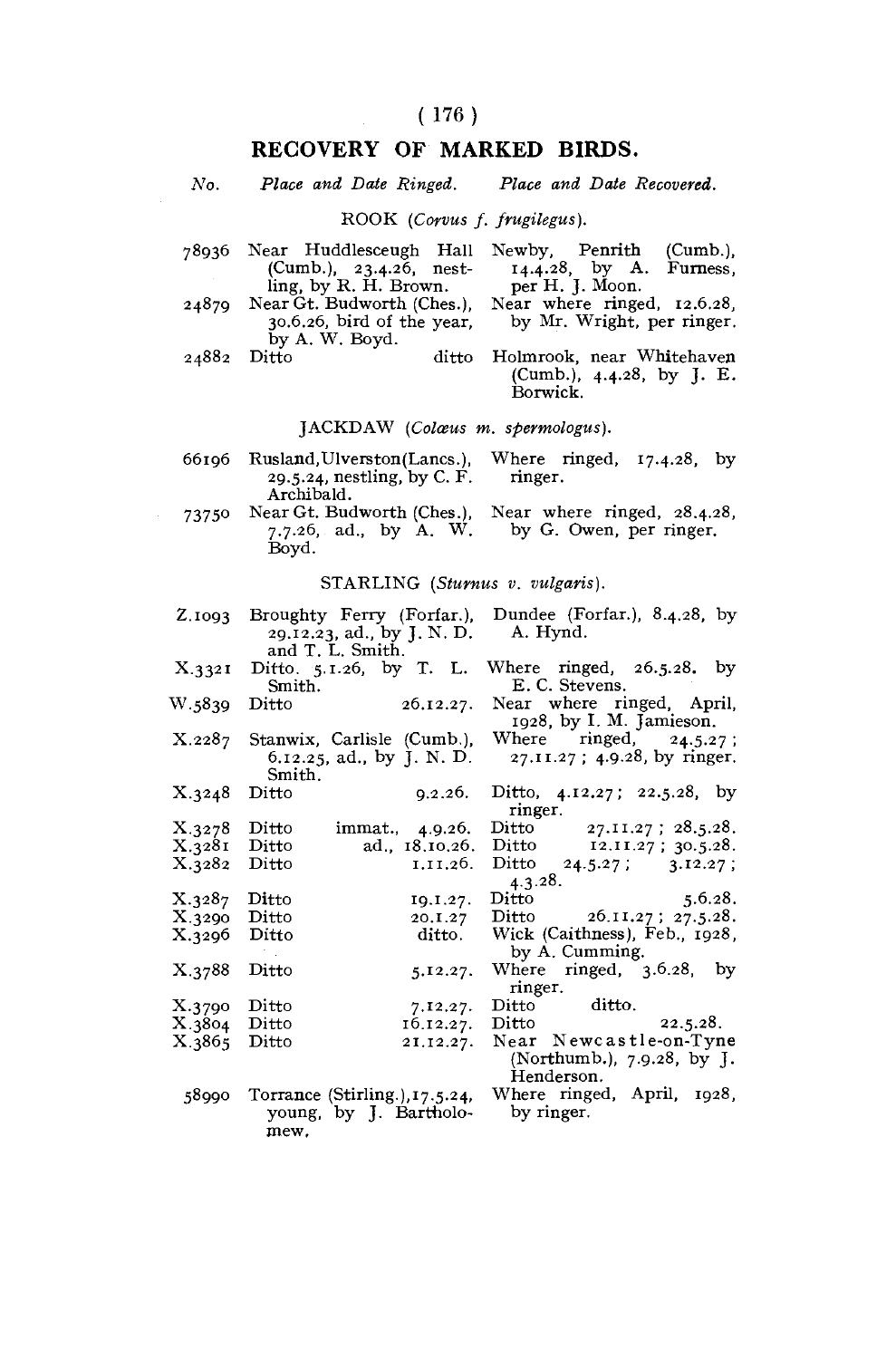## RECOVERY OF MARKED BIRDS.

| *No.* | *Place and Date Ringed.* | *Place and Date Recovered.* |
|---|---|---|

ROOK (*Corvus f. frugilegus*).

| No. | Place and Date Ringed. | Place and Date Recovered. |
|---|---|---|
| 78936 | Near Huddlesceugh Hall (Cumb.), 23.4.26, nestling, by R. H. Brown. | Newby, Penrith (Cumb.), 14.4.28, by A. Furness, per H. J. Moon. |
| 24879 | Near Gt. Budworth (Ches.), 30.6.26, bird of the year, by A. W. Boyd. | Near where ringed, 12.6.28, by Mr. Wright, per ringer. |
| 24882 | Ditto ditto | Holmrook, near Whitehaven (Cumb.), 4.4.28, by J. E. Borwick. |

JACKDAW (*Colœus m. spermologus*).

| No. | Place and Date Ringed. | Place and Date Recovered. |
|---|---|---|
| 66196 | Rusland, Ulverston (Lancs.), 29.5.24, nestling, by C. F. Archibald. | Where ringed, 17.4.28, by ringer. |
| 73750 | Near Gt. Budworth (Ches.), 7.7.26, ad., by A. W. Boyd. | Near where ringed, 28.4.28, by G. Owen, per ringer. |

STARLING (*Sturnus v. vulgaris*).

| No. | Place and Date Ringed. | Place and Date Recovered. |
|---|---|---|
| Z.1093 | Broughty Ferry (Forfar.), 29.12.23, ad., by J. N. D. and T. L. Smith. | Dundee (Forfar.), 8.4.28, by A. Hynd. |
| X.3321 | Ditto. 5.1.26, by T. L. Smith. | Where ringed, 26.5.28, by E. C. Stevens. |
| W.5839 | Ditto 26.12.27. | Near where ringed, April, 1928, by I. M. Jamieson. |
| X.2287 | Stanwix, Carlisle (Cumb.), 6.12.25, ad., by J. N. D. Smith. | Where ringed, 24.5.27; 27.11.27; 4.9.28, by ringer. |
| X.3248 | Ditto 9.2.26. | Ditto, 4.12.27; 22.5.28, by ringer. |
| X.3278 | Ditto immat., 4.9.26. | Ditto 27.11.27; 28.5.28. |
| X.3281 | Ditto ad., 18.10.26. | Ditto 12.11.27; 30.5.28. |
| X.3282 | Ditto 1.11.26. | Ditto 24.5.27; 3.12.27; 4.3.28. |
| X.3287 | Ditto 19.1.27. | Ditto 5.6.28. |
| X.3290 | Ditto 20.1.27 | Ditto 26.11.27; 27.5.28. |
| X.3296 | Ditto ditto. | Wick (Caithness), Feb., 1928, by A. Cumming. |
| X.3788 | Ditto 5.12.27. | Where ringed, 3.6.28, by ringer. |
| X.3790 | Ditto 7.12.27. | Ditto ditto. |
| X.3804 | Ditto 16.12.27. | Ditto 22.5.28. |
| X.3865 | Ditto 21.12.27. | Near Newcastle-on-Tyne (Northumb.), 7.9.28, by J. Henderson. |
| 58990 | Torrance (Stirling.), 17.5.24, young, by J. Bartholomew. | Where ringed, April, 1928, by ringer. |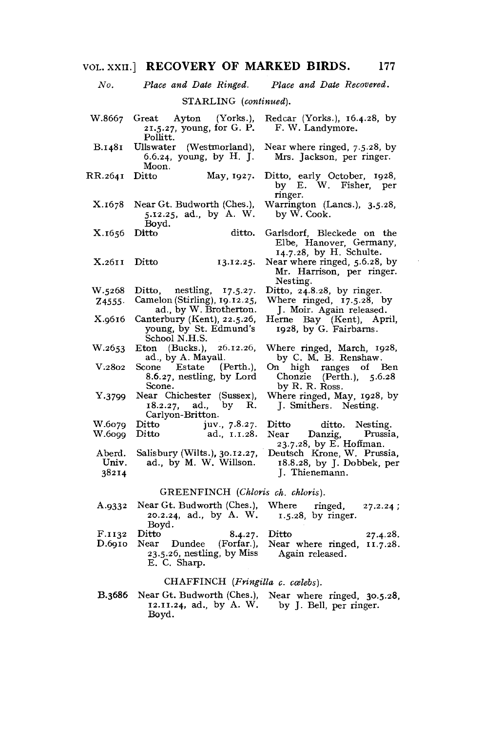| No. | Place and Date Ringed. | Place and Date Recovered. |
|---|---|---|
| | STARLING (*continued*). | |
| W.8667 | Great Ayton (Yorks.), 21.5.27, young, for G. P. Pollitt. | Redcar (Yorks.), 16.4.28, by F. W. Landymore. |
| B.1481 | Ullswater (Westmorland), 6.6.24, young, by H. J. Moon. | Near where ringed, 7.5.28, by Mrs. Jackson, per ringer. |
| RR.2641 | Ditto May, 1927. | Ditto, early October, 1928, by E. W. Fisher, per ringer. |
| X.1678 | Near Gt. Budworth (Ches.), 5.12.25, ad., by A. W. Boyd. | Warrington (Lancs.), 3.5.28, by W. Cook. |
| X.1656 | Ditto ditto. | Garlsdorf, Bleckede on the Elbe, Hanover, Germany, 14.7.28, by H. Schulte. |
| X.2611 | Ditto 13.12.25. | Near where ringed, 5.6.28, by Mr. Harrison, per ringer. Nesting. |
| W.5268 | Ditto, nestling, 17.5.27. | Ditto, 24.8.28, by ringer. |
| Z4555. | Camelon (Stirling), 19.12.25, ad., by W. Brotherton. | Where ringed, 17.5.28, by J. Moir. Again released. |
| X.9616 | Canterbury (Kent), 22.5.26, young, by St. Edmund's School N.H.S. | Herne Bay (Kent), April, 1928, by G. Fairbarns. |
| W.2653 | Eton (Bucks.), 26.12.26, ad., by A. Mayall. | Where ringed, March, 1928, by C. M. B. Renshaw. |
| V.2802 | Scone Estate (Perth.), 8.6.27, nestling, by Lord Scone. | On high ranges of Ben Chonzie (Perth.), 5.6.28 by R. R. Ross. |
| Y.3799 | Near Chichester (Sussex), 18.2.27, ad., by R. Carlyon-Britton. | Where ringed, May, 1928, by J. Smithers. Nesting. |
| W.6079 | Ditto juv., 7.8.27. | Ditto ditto. Nesting. |
| W.6099 | Ditto ad., 1.1.28. | Near Danzig, Prussia, 23.7.28, by E. Hoffman. |
| Aberd. Univ. 38214 | Salisbury (Wilts.), 30.12.27, ad., by M. W. Willson. | Deutsch Krone, W. Prussia, 18.8.28, by J. Dobbek, per J. Thienemann. |
| | GREENFINCH (*Chloris ch. chloris*). | |
| A.9332 | Near Gt. Budworth (Ches.), 20.2.24, ad., by A. W. Boyd. | Where ringed, 27.2.24; 1.5.28, by ringer. |
| F.1132 | Ditto 8.4.27. | Ditto 27.4.28. |
| D.6910 | Near Dundee (Forfar.), 23.5.26, nestling, by Miss E. C. Sharp. | Near where ringed, 11.7.28. Again released. |
| | CHAFFINCH (*Fringilla c. cœlebs*). | |
| B.3686 | Near Gt. Budworth (Ches.), 12.11.24, ad., by A. W. Boyd. | Near where ringed, 30.5.28, by J. Bell, per ringer. |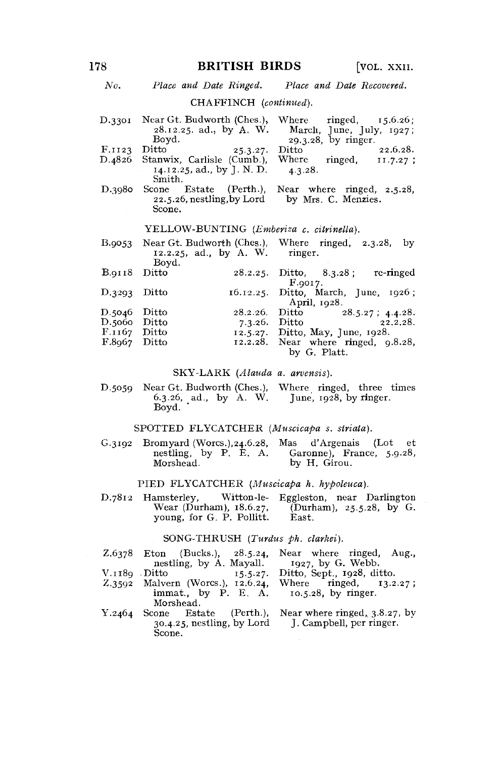| No. | Place and Date Ringed. | Place and Date Recovered. |
|---|---|---|

**CHAFFINCH** (*continued*).

| No. | Place and Date Ringed. | Place and Date Recovered. |
|---|---|---|
| D.3301 | Near Gt. Budworth (Ches.), 28.12.25. ad., by A. W. Boyd. | Where ringed, 15.6.26; March, June, July, 1927; 29.3.28, by ringer. |
| F.1123 | Ditto 25.3.27. | Ditto 22.6.28. |
| D.4826 | Stanwix, Carlisle (Cumb.), 14.12.25, ad., by J. N. D. Smith. | Where ringed, 11.7.27; 4.3.28. |
| D.3980 | Scone Estate (Perth.), 22.5.26, nestling, by Lord Scone. | Near where ringed, 2.5.28, by Mrs. C. Menzies. |

**YELLOW-BUNTING** (*Emberiza c. citrinella*).

| No. | Place and Date Ringed. | Place and Date Recovered. |
|---|---|---|
| B.9053 | Near Gt. Budworth (Ches.), 12.2.25, ad., by A. W. Boyd. | Where ringed, 2.3.28, by ringer. |
| B.9118 | Ditto 28.2.25. | Ditto, 8.3.28; re-ringed F.9017. |
| D.3293 | Ditto 16.12.25. | Ditto, March, June, 1926; April, 1928. |
| D.5046 | Ditto 28.2.26. | Ditto 28.5.27; 4.4.28. |
| D.5060 | Ditto 7.3.26. | Ditto 22.2.28. |
| F.1167 | Ditto 12.5.27. | Ditto, May, June, 1928. |
| F.8967 | Ditto 12.2.28. | Near where ringed, 9.8.28, by G. Platt. |

**SKY-LARK** (*Alauda a. arvensis*).

| No. | Place and Date Ringed. | Place and Date Recovered. |
|---|---|---|
| D.5059 | Near Gt. Budworth (Ches.), 6.3.26, ad., by A. W. Boyd. | Where ringed, three times June, 1928, by ringer. |

**SPOTTED FLYCATCHER** (*Muscicapa s. striata*).

| No. | Place and Date Ringed. | Place and Date Recovered. |
|---|---|---|
| G.3192 | Bromyard (Worcs.), 24.6.28, nestling, by P. E. A. Morshead. | Mas d'Argenais (Lot et Garonne), France, 5.9.28, by H. Girou. |

**PIED FLYCATCHER** (*Muscicapa h. hypoleuca*).

| No. | Place and Date Ringed. | Place and Date Recovered. |
|---|---|---|
| D.7812 | Hamsterley, Witton-le-Wear (Durham), 18.6.27, young, for G. P. Pollitt. | Eggleston, near Darlington (Durham), 25.5.28, by G. East. |

**SONG-THRUSH** (*Turdus ph. clarkei*).

| No. | Place and Date Ringed. | Place and Date Recovered. |
|---|---|---|
| Z.6378 | Eton (Bucks.), 28.5.24, nestling, by A. Mayall. | Near where ringed, Aug., 1927, by G. Webb. |
| V.1189 | Ditto 15.5.27. | Ditto, Sept., 1928, ditto. |
| Z.3592 | Malvern (Worcs.), 12.6.24, immat., by P. E. A. Morshead. | Where ringed, 13.2.27; 10.5.28, by ringer. |
| Y.2464 | Scone Estate (Perth.), 30.4.25, nestling, by Lord Scone. | Near where ringed, 3.8.27, by J. Campbell, per ringer. |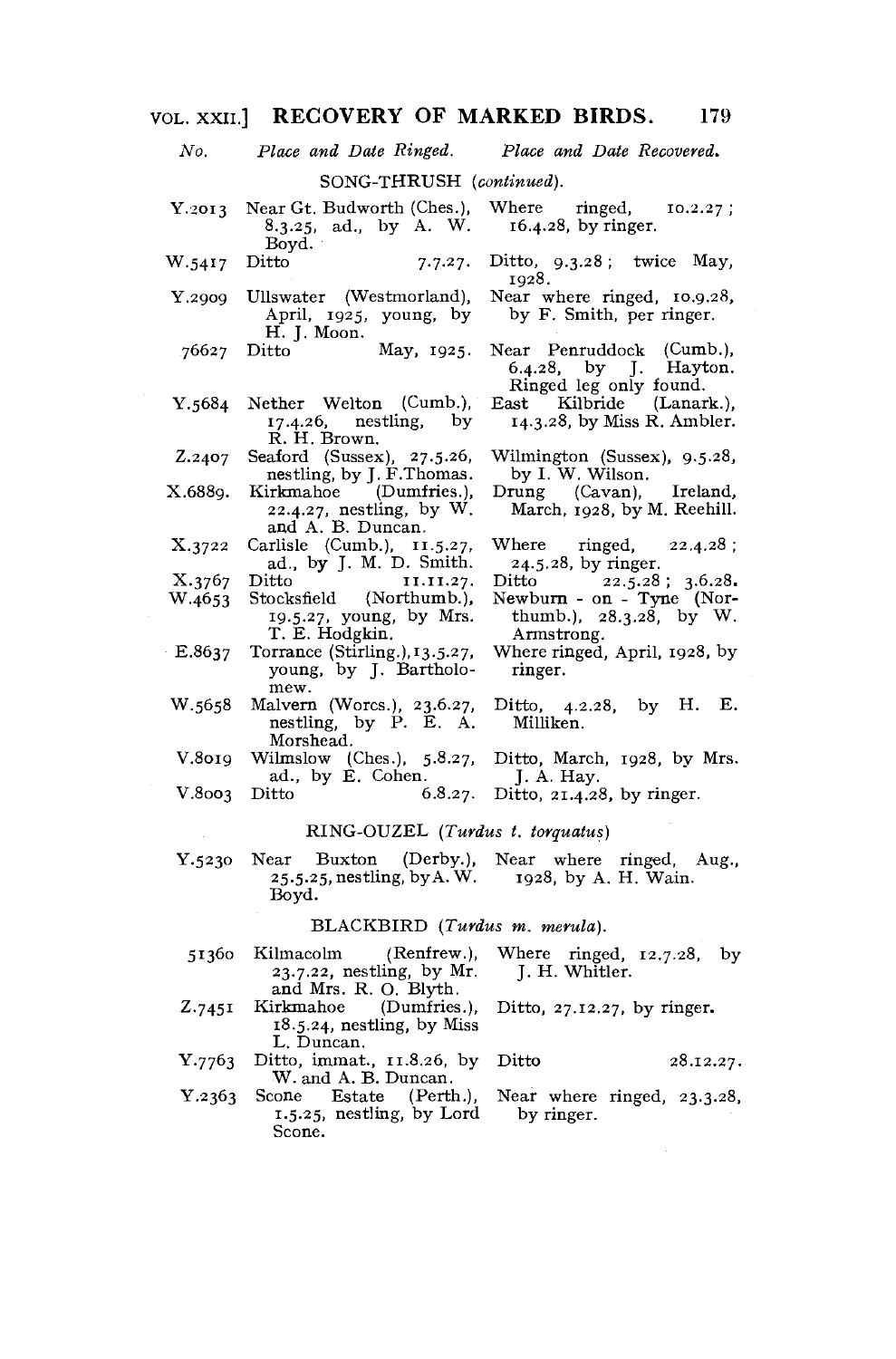| No. | Place and Date Ringed. | Place and Date Recovered. |
|---|---|---|

SONG-THRUSH (*continued*).

| No. | Place and Date Ringed. | Place and Date Recovered. |
|---|---|---|
| Y.2013 | Near Gt. Budworth (Ches.), 8.3.25, ad., by A. W. Boyd. | Where ringed, 10.2.27; 16.4.28, by ringer. |
| W.5417 | Ditto 7.7.27. | Ditto, 9.3.28; twice May, 1928. |
| Y.2909 | Ullswater (Westmorland), April, 1925, young, by H. J. Moon. | Near where ringed, 10.9.28, by F. Smith, per ringer. |
| 76627 | Ditto May, 1925. | Near Penruddock (Cumb.), 6.4.28, by J. Hayton. Ringed leg only found. |
| Y.5684 | Nether Welton (Cumb.), 17.4.26, nestling, by R. H. Brown. | East Kilbride (Lanark.), 14.3.28, by Miss R. Ambler. |
| Z.2407 | Seaford (Sussex), 27.5.26, nestling, by J. F. Thomas. | Wilmington (Sussex), 9.5.28, by I. W. Wilson. |
| X.6889. | Kirkmahoe (Dumfries.), 22.4.27, nestling, by W. and A. B. Duncan. | Drung (Cavan), Ireland, March, 1928, by M. Reehill. |
| X.3722 | Carlisle (Cumb.), 11.5.27, ad., by J. M. D. Smith. | Where ringed, 22.4.28; 24.5.28, by ringer. |
| X.3767 | Ditto 11.11.27. | Ditto 22.5.28; 3.6.28. |
| W.4653 | Stocksfield (Northumb.), 19.5.27, young, by Mrs. T. E. Hodgkin. | Newburn - on - Tyne (Northumb.), 28.3.28, by W. Armstrong. |
| E.8637 | Torrance (Stirling.), 13.5.27, young, by J. Bartholomew. | Where ringed, April, 1928, by ringer. |
| W.5658 | Malvern (Worcs.), 23.6.27, nestling, by P. E. A. Morshead. | Ditto, 4.2.28, by H. E. Milliken. |
| V.8019 | Wilmslow (Ches.), 5.8.27, ad., by E. Cohen. | Ditto, March, 1928, by Mrs. J. A. Hay. |
| V.8003 | Ditto 6.8.27. | Ditto, 21.4.28, by ringer. |

RING-OUZEL (*Turdus t. torquatus*)

| No. | Place and Date Ringed. | Place and Date Recovered. |
|---|---|---|
| Y.5230 | Near Buxton (Derby.), 25.5.25, nestling, by A. W. Boyd. | Near where ringed, Aug., 1928, by A. H. Wain. |

BLACKBIRD (*Turdus m. merula*).

| No. | Place and Date Ringed. | Place and Date Recovered. |
|---|---|---|
| 51360 | Kilmacolm (Renfrew.), 23.7.22, nestling, by Mr. and Mrs. R. O. Blyth. | Where ringed, 12.7.28, by J. H. Whitler. |
| Z.7451 | Kirkmahoe (Dumfries.), 18.5.24, nestling, by Miss L. Duncan. | Ditto, 27.12.27, by ringer. |
| Y.7763 | Ditto, immat., 11.8.26, by W. and A. B. Duncan. | Ditto 28.12.27. |
| Y.2363 | Scone Estate (Perth.), 1.5.25, nestling, by Lord Scone. | Near where ringed, 23.3.28, by ringer. |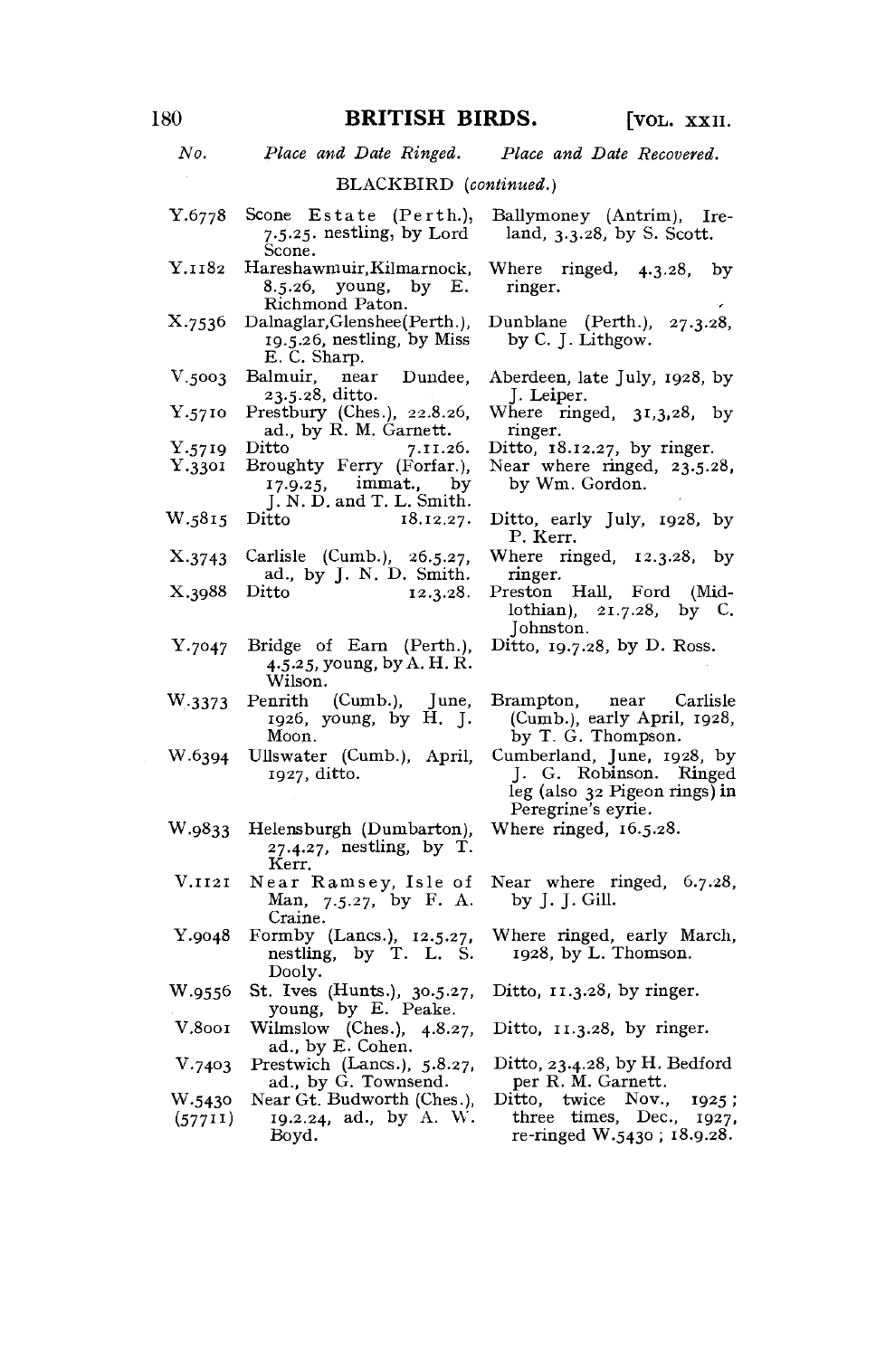| *No.* | *Place and Date Ringed.* | *Place and Date Recovered.* |
|---|---|---|
| | BLACKBIRD (*continued.*) | |
| Y.6778 | Scone Estate (Perth.), 7.5.25. nestling, by Lord Scone. | Ballymoney (Antrim), Ireland, 3.3.28, by S. Scott. |
| Y.1182 | Hareshawmuir, Kilmarnock, 8.5.26, young, by E. Richmond Paton. | Where ringed, 4.3.28, by ringer. |
| X.7536 | Dalnaglar, Glenshee (Perth.), 19.5.26, nestling, by Miss E. C. Sharp. | Dunblane (Perth.), 27.3.28, by C. J. Lithgow. |
| V.5003 | Balmuir, near Dundee, 23.5.28, ditto. | Aberdeen, late July, 1928, by J. Leiper. |
| Y.5710 | Prestbury (Ches.), 22.8.26, ad., by R. M. Garnett. | Where ringed, 31,3,28, by ringer. |
| Y.5719 | Ditto 7.11.26. | Ditto, 18.12.27, by ringer. |
| Y.3301 | Broughty Ferry (Forfar.), 17.9.25, immat., by J. N. D. and T. L. Smith. | Near where ringed, 23.5.28, by Wm. Gordon. |
| W.5815 | Ditto 18.12.27. | Ditto, early July, 1928, by P. Kerr. |
| X.3743 | Carlisle (Cumb.), 26.5.27, ad., by J. N. D. Smith. | Where ringed, 12.3.28, by ringer. |
| X.3988 | Ditto 12.3.28. | Preston Hall, Ford (Midlothian), 21.7.28, by C. Johnston. |
| Y.7047 | Bridge of Earn (Perth.), 4.5.25, young, by A. H. R. Wilson. | Ditto, 19.7.28, by D. Ross. |
| W.3373 | Penrith (Cumb.), June, 1926, young, by H. J. Moon. | Brampton, near Carlisle (Cumb.), early April, 1928, by T. G. Thompson. |
| W.6394 | Ullswater (Cumb.), April, 1927, ditto. | Cumberland, June, 1928, by J. G. Robinson. Ringed leg (also 32 Pigeon rings) in Peregrine's eyrie. |
| W.9833 | Helensburgh (Dumbarton), 27.4.27, nestling, by T. Kerr. | Where ringed, 16.5.28. |
| V.1121 | Near Ramsey, Isle of Man, 7.5.27, by F. A. Craine. | Near where ringed, 6.7.28, by J. J. Gill. |
| Y.9048 | Formby (Lancs.), 12.5.27, nestling, by T. L. S. Dooly. | Where ringed, early March, 1928, by L. Thomson. |
| W.9556 | St. Ives (Hunts.), 30.5.27, young, by E. Peake. | Ditto, 11.3.28, by ringer. |
| V.8001 | Wilmslow (Ches.), 4.8.27, ad., by E. Cohen. | Ditto, 11.3.28, by ringer. |
| V.7403 | Prestwich (Lancs.), 5.8.27, ad., by G. Townsend. | Ditto, 23.4.28, by H. Bedford per R. M. Garnett. |
| W.5430 (57711) | Near Gt. Budworth (Ches.), 19.2.24, ad., by A. W. Boyd. | Ditto, twice Nov., 1925; three times, Dec., 1927, re-ringed W.5430; 18.9.28. |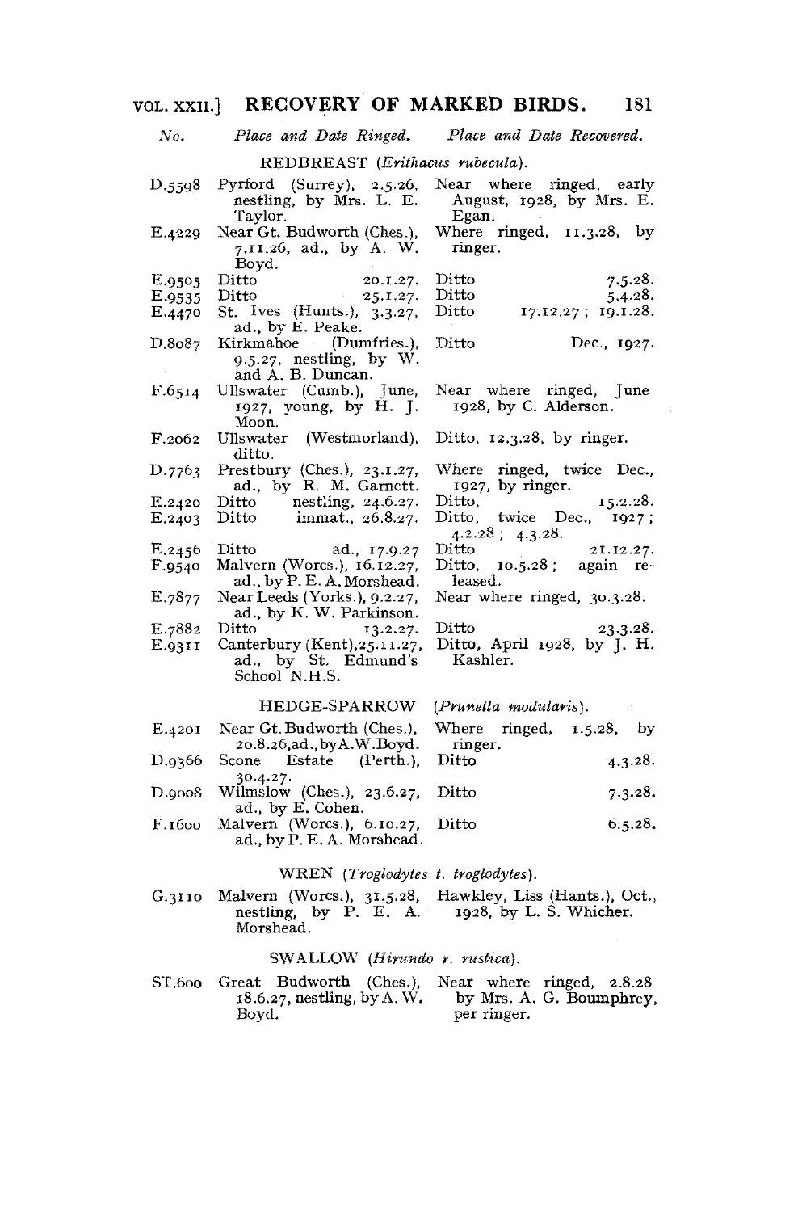| *No.* | *Place and Date Ringed.* | *Place and Date Recovered.* |
|---|---|---|
| | REDBREAST (*Erithacus rubecula*). | |
| D.5598 | Pyrford (Surrey), 2.5.26, nestling, by Mrs. L. E. Taylor. | Near where ringed, early August, 1928, by Mrs. E. Egan. |
| E.4229 | Near Gt. Budworth (Ches.), 7.11.26, ad., by A. W. Boyd. | Where ringed, 11.3.28, by ringer. |
| E.9505 | Ditto 20.1.27. | Ditto 7.5.28. |
| E.9535 | Ditto 25.1.27. | Ditto 5.4.28. |
| E.4470 | St. Ives (Hunts.), 3.3.27, ad., by E. Peake. | Ditto 17.12.27; 19.1.28. |
| D.8087 | Kirkmahoe (Dumfries.), 9.5.27, nestling, by W. and A. B. Duncan. | Ditto Dec., 1927. |
| F.6514 | Ullswater (Cumb.), June, 1927, young, by H. J. Moon. | Near where ringed, June 1928, by C. Alderson. |
| F.2062 | Ullswater (Westmorland), ditto. | Ditto, 12.3.28, by ringer. |
| D.7763 | Prestbury (Ches.), 23.1.27, ad., by R. M. Garnett. | Where ringed, twice Dec., 1927, by ringer. |
| E.2420 | Ditto nestling, 24.6.27. | Ditto, 15.2.28. |
| E.2403 | Ditto immat., 26.8.27. | Ditto, twice Dec., 1927; 4.2.28; 4.3.28. |
| E.2456 | Ditto ad., 17.9.27 | Ditto 21.12.27. |
| F.9540 | Malvern (Worcs.), 16.12.27, ad., by P. E. A. Morshead. | Ditto, 10.5.28; again released. |
| E.7877 | Near Leeds (Yorks.), 9.2.27, ad., by K. W. Parkinson. | Near where ringed, 30.3.28. |
| E.7882 | Ditto 13.2.27. | Ditto 23.3.28. |
| E.9311 | Canterbury (Kent), 25.11.27, ad., by St. Edmund's School N.H.S. | Ditto, April 1928, by J. H. Kashler. |
| | HEDGE-SPARROW (*Prunella modularis*). | |
| E.4201 | Near Gt. Budworth (Ches.), 20.8.26, ad., by A. W. Boyd. | Where ringed, 1.5.28, by ringer. |
| D.9366 | Scone Estate (Perth.), 30.4.27. | Ditto 4.3.28. |
| D.9008 | Wilmslow (Ches.), 23.6.27, ad., by E. Cohen. | Ditto 7.3.28. |
| F.1600 | Malvern (Worcs.), 6.10.27, ad., by P. E. A. Morshead. | Ditto 6.5.28. |
| | WREN (*Troglodytes t. troglodytes*). | |
| G.3110 | Malvern (Worcs.), 31.5.28, nestling, by P. E. A. Morshead. | Hawkley, Liss (Hants.), Oct., 1928, by L. S. Whicher. |
| | SWALLOW (*Hirundo r. rustica*). | |
| ST.600 | Great Budworth (Ches.), 18.6.27, nestling, by A. W. Boyd. | Near where ringed, 2.8.28 by Mrs. A. G. Boumphrey, per ringer. |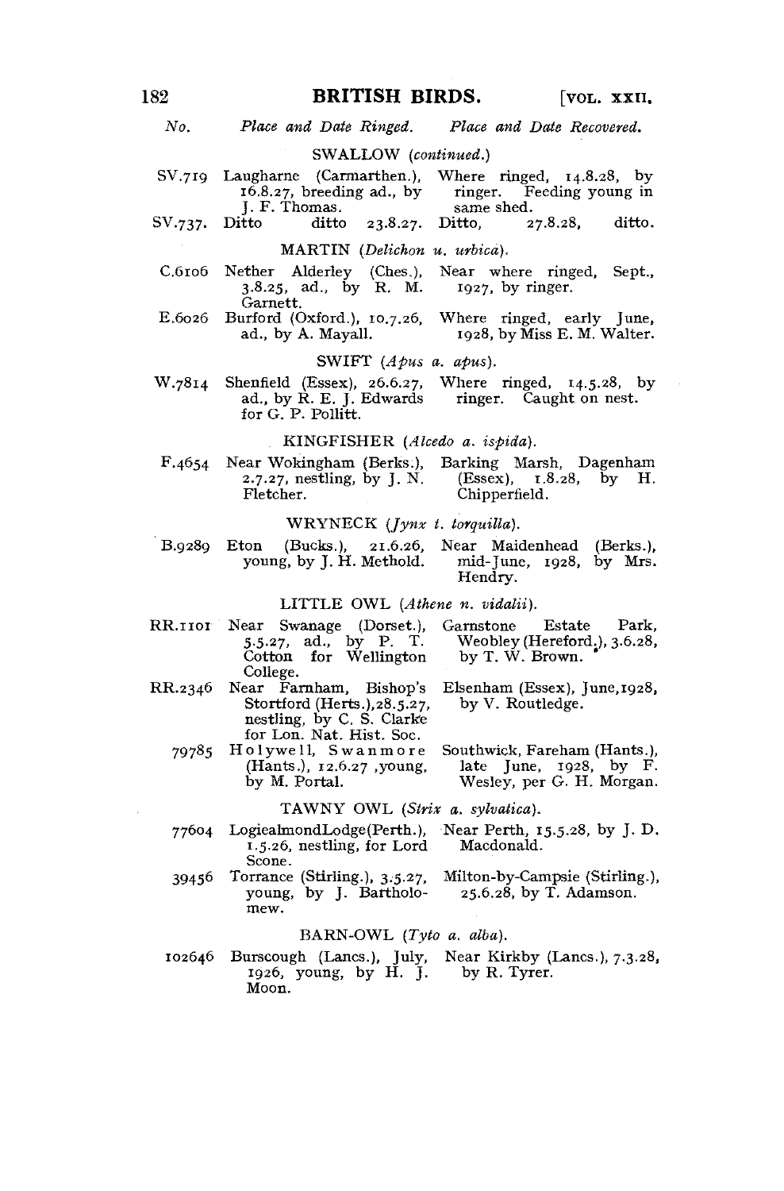| No. | Place and Date Ringed. | Place and Date Recovered. |
|---|---|---|
| | **SWALLOW** (*continued.*) | |
| SV.719 | Laugharne (Carmarthen.), 16.8.27, breeding ad., by J. F. Thomas. | Where ringed, 14.8.28, by ringer. Feeding young in same shed. |
| SV.737. | Ditto ditto 23.8.27. | Ditto, 27.8.28, ditto. |
| | **MARTIN** (*Delichon u. urbica*). | |
| C.6106 | Nether Alderley (Ches.), 3.8.25, ad., by R. M. Garnett. | Near where ringed, Sept., 1927, by ringer. |
| E.6026 | Burford (Oxford.), 10.7.26, ad., by A. Mayall. | Where ringed, early June, 1928, by Miss E. M. Walter. |
| | **SWIFT** (*Apus a. apus*). | |
| W.7814 | Shenfield (Essex), 26.6.27, ad., by R. E. J. Edwards for G. P. Pollitt. | Where ringed, 14.5.28, by ringer. Caught on nest. |
| | **KINGFISHER** (*Alcedo a. ispida*). | |
| F.4654 | Near Wokingham (Berks.), 2.7.27, nestling, by J. N. Fletcher. | Barking Marsh, Dagenham (Essex), 1.8.28, by H. Chipperfield. |
| | **WRYNECK** (*Jynx t. torquilla*). | |
| B.9289 | Eton (Bucks.), 21.6.26, young, by J. H. Methold. | Near Maidenhead (Berks.), mid-June, 1928, by Mrs. Hendry. |
| | **LITTLE OWL** (*Athene n. vidalii*). | |
| RR.1101 | Near Swanage (Dorset.), 5.5.27, ad., by P. T. Cotton for Wellington College. | Garnstone Estate Park, Weobley (Hereford.), 3.6.28, by T. W. Brown. |
| RR.2346 | Near Farnham, Bishop's Stortford (Herts.), 28.5.27, nestling, by C. S. Clarke for Lon. Nat. Hist. Soc. | Elsenham (Essex), June, 1928, by V. Routledge. |
| 79785 | Holywell, Swanmore (Hants.), 12.6.27, young, by M. Portal. | Southwick, Fareham (Hants.), late June, 1928, by F. Wesley, per G. H. Morgan. |
| | **TAWNY OWL** (*Strix a. sylvatica*). | |
| 77604 | LogiealmondLodge (Perth.), 1.5.26, nestling, for Lord Scone. | Near Perth, 15.5.28, by J. D. Macdonald. |
| 39456 | Torrance (Stirling.), 3.5.27, young, by J. Bartholomew. | Milton-by-Campsie (Stirling.), 25.6.28, by T. Adamson. |
| | **BARN-OWL** (*Tyto a. alba*). | |
| 102646 | Burscough (Lancs.), July, 1926, young, by H. J. Moon. | Near Kirkby (Lancs.), 7.3.28, by R. Tyrer. |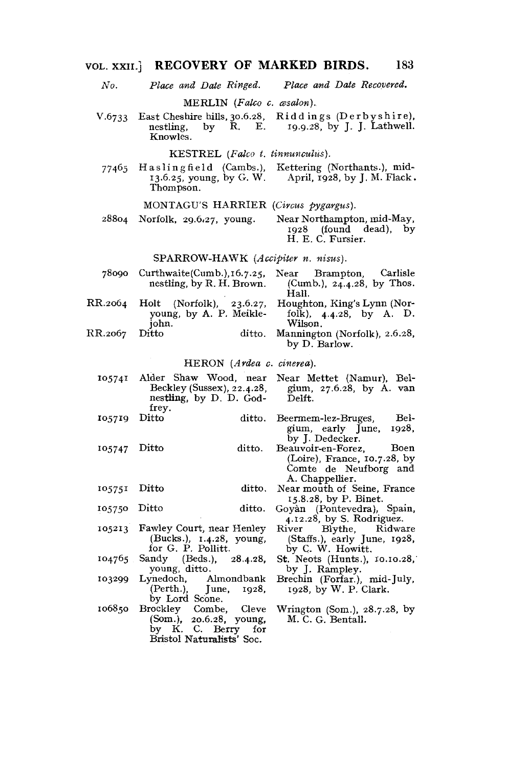| No. | Place and Date Ringed. | Place and Date Recovered. |
|---|---|---|
| | **MERLIN** (*Falco c. æsalon*). | |
| V.6733 | East Cheshire hills, 30.6.28, nestling, by R. E. Knowles. | Riddings (Derbyshire), 19.9.28, by J. J. Lathwell. |
| | **KESTREL** (*Falco t. tinnunculus*). | |
| 77465 | Haslingfield (Cambs.), 13.6.25, young, by G. W. Thompson. | Kettering (Northants.), mid-April, 1928, by J. M. Flack. |
| | **MONTAGU'S HARRIER** (*Circus pygargus*). | |
| 28804 | Norfolk, 29.6.27, young. | Near Northampton, mid-May, 1928 (found dead), by H. E. C. Fursier. |
| | **SPARROW-HAWK** (*Accipiter n. nisus*). | |
| 78090 | Curthwaite (Cumb.), 16.7.25, nestling, by R. H. Brown. | Near Brampton, Carlisle (Cumb.), 24.4.28, by Thos. Hall. |
| RR.2064 | Holt (Norfolk), 23.6.27, young, by A. P. Meiklejohn. | Houghton, King's Lynn (Norfolk), 4.4.28, by A. D. Wilson. |
| RR.2067 | Ditto ditto. | Mannington (Norfolk), 2.6.28, by D. Barlow. |
| | **HERON** (*Ardea c. cinerea*). | |
| 105741 | Alder Shaw Wood, near Beckley (Sussex), 22.4.28, nestling, by D. D. Godfrey. | Near Mettet (Namur), Belgium, 27.6.28, by A. van Delft. |
| 105719 | Ditto ditto. | Beermem-lez-Bruges, Belgium, early June, 1928, by J. Dedecker. |
| 105747 | Ditto ditto. | Beauvoir-en-Forez, Boen (Loire), France, 10.7.28, by Comte de Neufborg and A. Chappellier. |
| 105751 | Ditto ditto. | Near mouth of Seine, France 15.8.28, by P. Binet. |
| 105750 | Ditto ditto. | Goyàn (Pontevedra), Spain, 4.12.28, by S. Rodriguez. |
| 105213 | Fawley Court, near Henley (Bucks.), 1.4.28, young, for G. P. Pollitt. | River Blythe, Ridware (Staffs.), early June, 1928, by C. W. Howitt. |
| 104765 | Sandy (Beds.), 28.4.28, young, ditto. | St. Neots (Hunts.), 10.10.28, by J. Rampley. |
| 103299 | Lynedoch, Almondbank (Perth.), June, 1928, by Lord Scone. | Brechin (Forfar.), mid-July, 1928, by W. P. Clark. |
| 106850 | Brockley Combe, Cleve (Som.), 20.6.28, young, by K. C. Berry for Bristol Naturalists' Soc. | Wrington (Som.), 28.7.28, by M. C. G. Bentall. |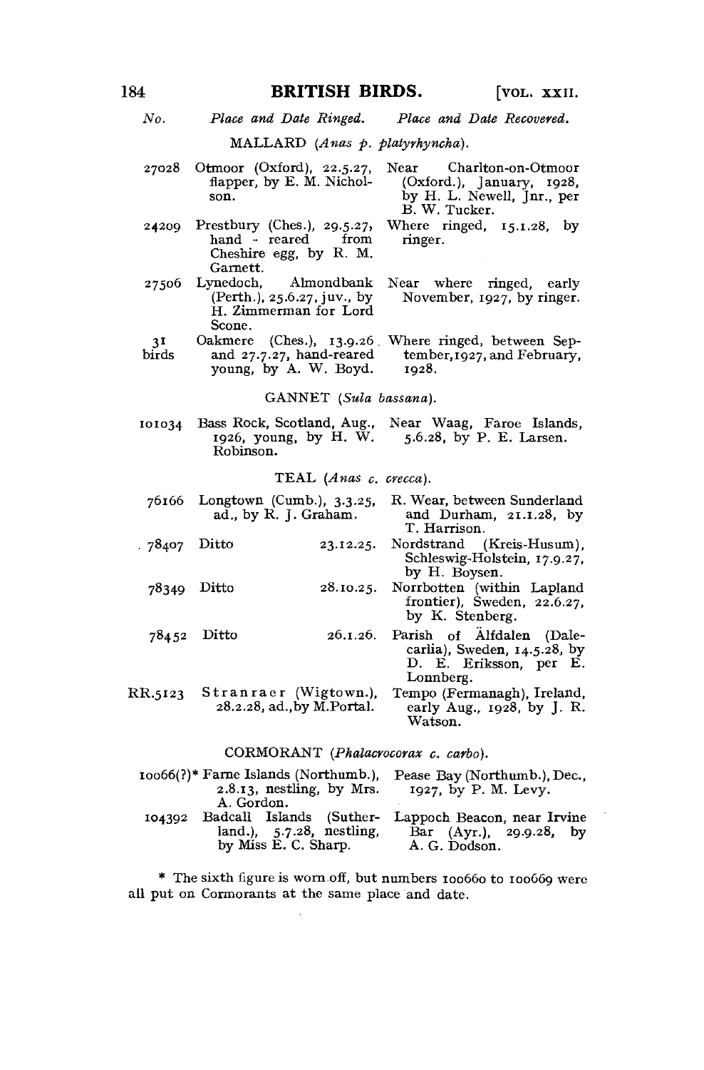| No. | Place and Date Ringed. | Place and Date Recovered. |
|---|---|---|
| | MALLARD (*Anas p. platyrhyncha*). | |
| 27028 | Otmoor (Oxford), 22.5.27, flapper, by E. M. Nicholson. | Near Charlton-on-Otmoor (Oxford.), January, 1928, by H. L. Newell, Jnr., per B. W. Tucker. |
| 24209 | Prestbury (Ches.), 29.5.27, hand - reared from Cheshire egg, by R. M. Garnett. | Where ringed, 15.1.28, by ringer. |
| 27506 | Lynedoch, Almondbank (Perth.), 25.6.27, juv., by H. Zimmerman for Lord Scone. | Near where ringed, early November, 1927, by ringer. |
| 31 birds | Oakmere (Ches.), 13.9.26 and 27.7.27, hand-reared young, by A. W. Boyd. | Where ringed, between September, 1927, and February, 1928. |
| | GANNET (*Sula bassana*). | |
| 101034 | Bass Rock, Scotland, Aug., 1926, young, by H. W. Robinson. | Near Waag, Faroe Islands, 5.6.28, by P. E. Larsen. |
| | TEAL (*Anas c. crecca*). | |
| 76166 | Longtown (Cumb.), 3.3.25, ad., by R. J. Graham. | R. Wear, between Sunderland and Durham, 21.1.28, by T. Harrison. |
| 78407 | Ditto 23.12.25. | Nordstrand (Kreis-Husum), Schleswig-Holstein, 17.9.27, by H. Boysen. |
| 78349 | Ditto 28.10.25. | Norrbotten (within Lapland frontier), Sweden, 22.6.27, by K. Stenberg. |
| 78452 | Ditto 26.1.26. | Parish of Älfdalen (Dalecarlia), Sweden, 14.5.28, by D. E. Eriksson, per E. Lonnberg. |
| RR.5123 | Stranraer (Wigtown.), 28.2.28, ad., by M. Portal. | Tempo (Fermanagh), Ireland, early Aug., 1928, by J. R. Watson. |
| | CORMORANT (*Phalacrocorax c. carbo*). | |
| 10066(?)* | Farne Islands (Northumb.), 2.8.13, nestling, by Mrs. A. Gordon. | Pease Bay (Northumb.), Dec., 1927, by P. M. Levy. |
| 104392 | Badcall Islands (Sutherland.), 5.7.28, nestling, by Miss E. C. Sharp. | Lappoch Beacon, near Irvine Bar (Ayr.), 29.9.28, by A. G. Dodson. |

\* The sixth figure is worn off, but numbers 100660 to 100669 were all put on Cormorants at the same place and date.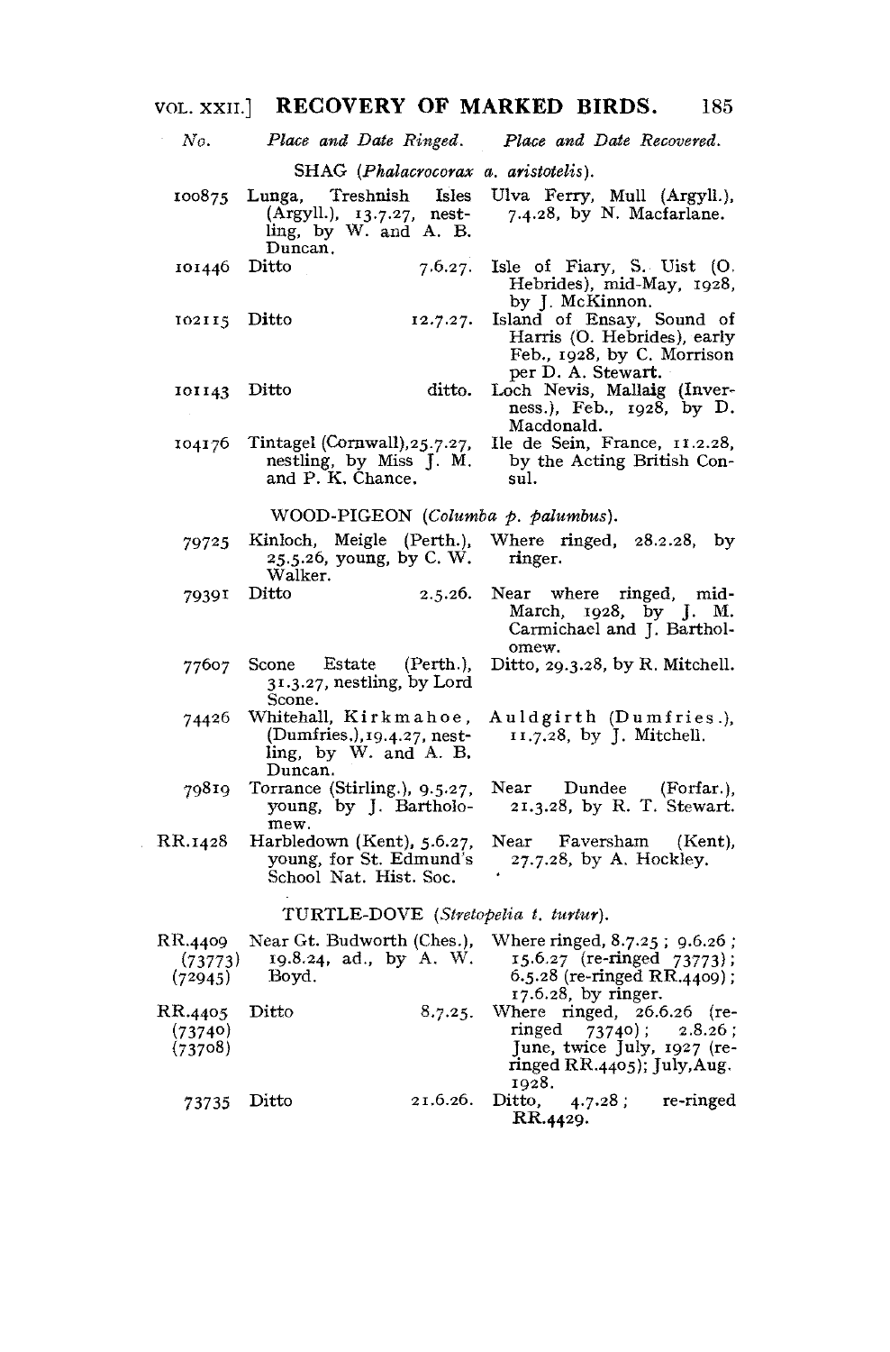| No. | Place and Date Ringed. | Place and Date Recovered. |
|---|---|---|
| | **SHAG** (*Phalacrocorax a. aristotelis*). | |
| 100875 | Lunga, Treshnish Isles (Argyll.), 13.7.27, nestling, by W. and A. B. Duncan. | Ulva Ferry, Mull (Argyll.), 7.4.28, by N. Macfarlane. |
| 101446 | Ditto 7.6.27. | Isle of Fiary, S. Uist (O. Hebrides), mid-May, 1928, by J. McKinnon. |
| 102115 | Ditto 12.7.27. | Island of Ensay, Sound of Harris (O. Hebrides), early Feb., 1928, by C. Morrison per D. A. Stewart. |
| 101143 | Ditto ditto. | Loch Nevis, Mallaig (Inverness.), Feb., 1928, by D. Macdonald. |
| 104176 | Tintagel (Cornwall), 25.7.27, nestling, by Miss J. M. and P. K. Chance. | Ile de Sein, France, 11.2.28, by the Acting British Consul. |
| | **WOOD-PIGEON** (*Columba p. palumbus*). | |
| 79725 | Kinloch, Meigle (Perth.), 25.5.26, young, by C. W. Walker. | Where ringed, 28.2.28, by ringer. |
| 79391 | Ditto 2.5.26. | Near where ringed, mid-March, 1928, by J. M. Carmichael and J. Bartholomew. |
| 77607 | Scone Estate (Perth.), 31.3.27, nestling, by Lord Scone. | Ditto, 29.3.28, by R. Mitchell. |
| 74426 | Whitehall, Kirkmahoe, (Dumfries.), 19.4.27, nestling, by W. and A. B. Duncan. | Auldgirth (Dumfries.), 11.7.28, by J. Mitchell. |
| 79819 | Torrance (Stirling.), 9.5.27, young, by J. Bartholomew. | Near Dundee (Forfar.), 21.3.28, by R. T. Stewart. |
| RR.1428 | Harbledown (Kent), 5.6.27, young, for St. Edmund's School Nat. Hist. Soc. | Near Faversham (Kent), 27.7.28, by A. Hockley. |
| | **TURTLE-DOVE** (*Streptopelia t. turtur*). | |
| RR.4409 (73773) (72945) | Near Gt. Budworth (Ches.), 19.8.24, ad., by A. W. Boyd. | Where ringed, 8.7.25; 9.6.26; 15.6.27 (re-ringed 73773); 6.5.28 (re-ringed RR.4409); 17.6.28, by ringer. |
| RR.4405 (73740) (73708) | Ditto 8.7.25. | Where ringed, 26.6.26 (re-ringed 73740); 2.8.26; June, twice July, 1927 (re-ringed RR.4405); July, Aug. 1928. |
| 73735 | Ditto 21.6.26. | Ditto, 4.7.28; re-ringed RR.4429. |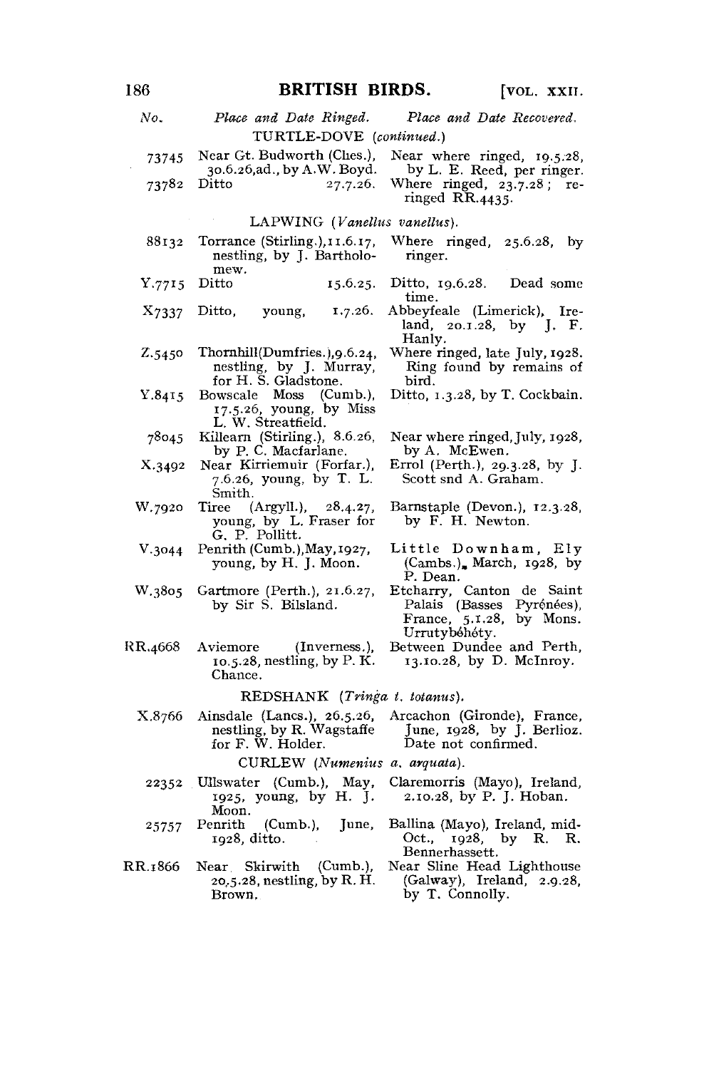| No. | Place and Date Ringed. | Place and Date Recovered. |
|---|---|---|
| | TURTLE-DOVE (*continued.*) | |
| 73745 | Near Gt. Budworth (Ches.), 30.6.26, ad., by A. W. Boyd. | Near where ringed, 19.5.28, by L. E. Reed, per ringer. |
| 73782 | Ditto 27.7.26. | Where ringed, 23.7.28; re-ringed RR.4435. |
| | LAPWING (*Vanellus vanellus*). | |
| 88132 | Torrance (Stirling.), 11.6.17, nestling, by J. Bartholomew. | Where ringed, 25.6.28, by ringer. |
| Y.7715 | Ditto 15.6.25. | Ditto, 19.6.28. Dead some time. |
| X7337 | Ditto, young, 1.7.26. | Abbeyfeale (Limerick), Ireland, 20.1.28, by J. F. Hanly. |
| Z.5450 | Thornhill (Dumfries.), 9.6.24, nestling, by J. Murray, for H. S. Gladstone. | Where ringed, late July, 1928. Ring found by remains of bird. |
| Y.8415 | Bowscale Moss (Cumb.), 17.5.26, young, by Miss L. W. Streatfield. | Ditto, 1.3.28, by T. Cockbain. |
| 78045 | Killearn (Stirling.), 8.6.26, by P. C. Macfarlane. | Near where ringed, July, 1928, by A. McEwen. |
| X.3492 | Near Kirriemuir (Forfar.), 7.6.26, young, by T. L. Smith. | Errol (Perth.), 29.3.28, by J. Scott snd A. Graham. |
| W.7920 | Tiree (Argyll.), 28.4.27, young, by L. Fraser for G. P. Pollitt. | Barnstaple (Devon.), 12.3.28, by F. H. Newton. |
| V.3044 | Penrith (Cumb.), May, 1927, young, by H. J. Moon. | Little Downham, Ely (Cambs.), March, 1928, by P. Dean. |
| W.3805 | Gartmore (Perth.), 21.6.27, by Sir S. Bilsland. | Etcharry, Canton de Saint Palais (Basses Pyrénées), France, 5.1.28, by Mons. Urrutybéhéty. |
| RR.4668 | Aviemore (Inverness.), 10.5.28, nestling, by P. K. Chance. | Between Dundee and Perth, 13.10.28, by D. McInroy. |
| | REDSHANK (*Tringa t. totanus*). | |
| X.8766 | Ainsdale (Lancs.), 26.5.26, nestling, by R. Wagstaffe for F. W. Holder. | Arcachon (Gironde), France, June, 1928, by J. Berlioz. Date not confirmed. |
| | CURLEW (*Numenius a. arquata*). | |
| 22352 | Ullswater (Cumb.), May, 1925, young, by H. J. Moon. | Claremorris (Mayo), Ireland, 2.10.28, by P. J. Hoban. |
| 25757 | Penrith (Cumb.), June, 1928, ditto. | Ballina (Mayo), Ireland, mid-Oct., 1928, by R. R. Bennerhassett. |
| RR.1866 | Near Skirwith (Cumb.), 20.5.28, nestling, by R. H. Brown. | Near Sline Head Lighthouse (Galway), Ireland, 2.9.28, by T. Connolly. |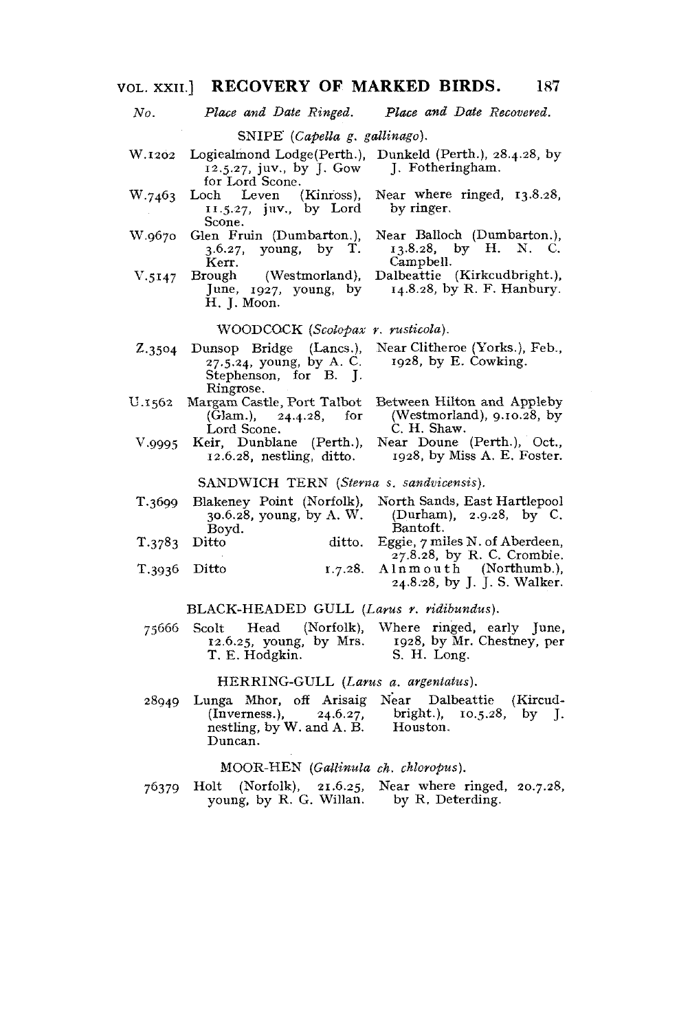| No. | *Place and Date Ringed.* | *Place and Date Recovered.* |
|---|---|---|
| | SNIPE (*Capella g. gallinago*). | |
| W.1202 | Logiealmond Lodge (Perth.), 12.5.27, juv., by J. Gow for Lord Scone. | Dunkeld (Perth.), 28.4.28, by J. Fotheringham. |
| W.7463 | Loch Leven (Kinross), 11.5.27, juv., by Lord Scone. | Near where ringed, 13.8.28, by ringer. |
| W.9670 | Glen Fruin (Dumbarton.), 3.6.27, young, by T. Kerr. | Near Balloch (Dumbarton.), 13.8.28, by H. N. C. Campbell. |
| V.5147 | Brough (Westmorland), June, 1927, young, by H. J. Moon. | Dalbeattie (Kirkcudbright.), 14.8.28, by R. F. Hanbury. |
| | WOODCOCK (*Scolopax r. rusticola*). | |
| Z.3504 | Dunsop Bridge (Lancs.), 27.5.24, young, by A. C. Stephenson, for B. J. Ringrose. | Near Clitheroe (Yorks.), Feb., 1928, by E. Cowking. |
| U.1562 | Margam Castle, Port Talbot (Glam.), 24.4.28, for Lord Scone. | Between Hilton and Appleby (Westmorland), 9.10.28, by C. H. Shaw. |
| V.9995 | Keir, Dunblane (Perth.), 12.6.28, nestling, ditto. | Near Doune (Perth.), Oct., 1928, by Miss A. E. Foster. |
| | SANDWICH TERN (*Sterna s. sandvicensis*). | |
| T.3699 | Blakeney Point (Norfolk), 30.6.28, young, by A. W. Boyd. | North Sands, East Hartlepool (Durham), 2.9.28, by C. Bantoft. |
| T.3783 | Ditto ditto. | Eggie, 7 miles N. of Aberdeen, 27.8.28, by R. C. Crombie. |
| T.3936 | Ditto 1.7.28. | Alnmouth (Northumb.), 24.8.28, by J. J. S. Walker. |
| | BLACK-HEADED GULL (*Larus r. ridibundus*). | |
| 75666 | Scolt Head (Norfolk), 12.6.25, young, by Mrs. T. E. Hodgkin. | Where ringed, early June, 1928, by Mr. Chestney, per S. H. Long. |
| | HERRING-GULL (*Larus a. argentatus*). | |
| 28949 | Lunga Mhor, off Arisaig (Inverness.), 24.6.27, nestling, by W. and A. B. Duncan. | Near Dalbeattie (Kircudbright.), 10.5.28, by J. Houston. |
| | MOOR-HEN (*Gallinula ch. chloropus*). | |
| 76379 | Holt (Norfolk), 21.6.25, young, by R. G. Willan. | Near where ringed, 20.7.28, by R. Deterding. |